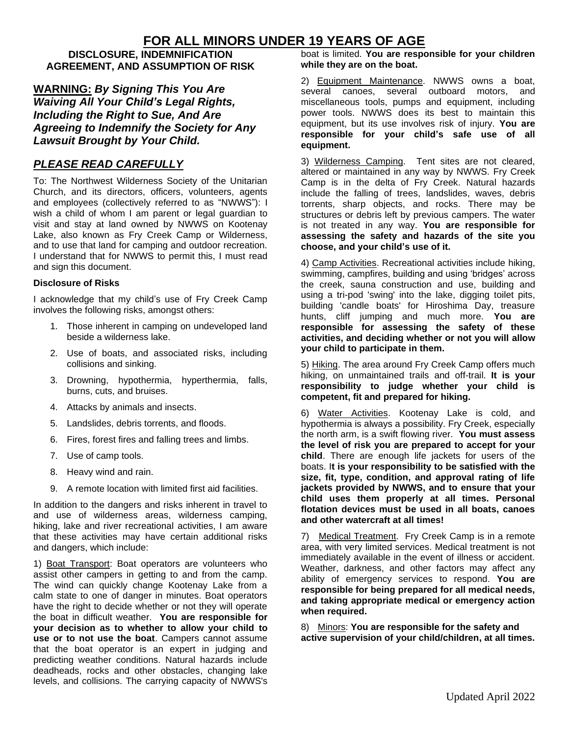# FOR ALL MINORS UNDER 19 YEARS OF AGE

## DISCLOSURE, INDEMNIFICATION AGREEMENT, AND ASSUMPTION OF RISK

**WARNING:** ***By Signing This You Are Waiving All Your Child's Legal Rights, Including the Right to Sue, And Are Agreeing to Indemnify the Society for Any Lawsuit Brought by Your Child.***

## *PLEASE READ CAREFULLY*

To: The Northwest Wilderness Society of the Unitarian Church, and its directors, officers, volunteers, agents and employees (collectively referred to as "NWWS"): I wish a child of whom I am parent or legal guardian to visit and stay at land owned by NWWS on Kootenay Lake, also known as Fry Creek Camp or Wilderness, and to use that land for camping and outdoor recreation. I understand that for NWWS to permit this, I must read and sign this document.

**Disclosure of Risks**

I acknowledge that my child's use of Fry Creek Camp involves the following risks, amongst others:

1. Those inherent in camping on undeveloped land beside a wilderness lake.
2. Use of boats, and associated risks, including collisions and sinking.
3. Drowning, hypothermia, hyperthermia, falls, burns, cuts, and bruises.
4. Attacks by animals and insects.
5. Landslides, debris torrents, and floods.
6. Fires, forest fires and falling trees and limbs.
7. Use of camp tools.
8. Heavy wind and rain.
9. A remote location with limited first aid facilities.

In addition to the dangers and risks inherent in travel to and use of wilderness areas, wilderness camping, hiking, lake and river recreational activities, I am aware that these activities may have certain additional risks and dangers, which include:

1) Boat Transport: Boat operators are volunteers who assist other campers in getting to and from the camp. The wind can quickly change Kootenay Lake from a calm state to one of danger in minutes. Boat operators have the right to decide whether or not they will operate the boat in difficult weather. **You are responsible for your decision as to whether to allow your child to use or to not use the boat**. Campers cannot assume that the boat operator is an expert in judging and predicting weather conditions. Natural hazards include deadheads, rocks and other obstacles, changing lake levels, and collisions. The carrying capacity of NWWS's boat is limited. **You are responsible for your children while they are on the boat.**

2) Equipment Maintenance. NWWS owns a boat, several canoes, several outboard motors, and miscellaneous tools, pumps and equipment, including power tools. NWWS does its best to maintain this equipment, but its use involves risk of injury. **You are responsible for your child's safe use of all equipment.**

3) Wilderness Camping. Tent sites are not cleared, altered or maintained in any way by NWWS. Fry Creek Camp is in the delta of Fry Creek. Natural hazards include the falling of trees, landslides, waves, debris torrents, sharp objects, and rocks. There may be structures or debris left by previous campers. The water is not treated in any way. **You are responsible for assessing the safety and hazards of the site you choose, and your child's use of it.**

4) Camp Activities. Recreational activities include hiking, swimming, campfires, building and using 'bridges' across the creek, sauna construction and use, building and using a tri-pod 'swing' into the lake, digging toilet pits, building 'candle boats' for Hiroshima Day, treasure hunts, cliff jumping and much more. **You are responsible for assessing the safety of these activities, and deciding whether or not you will allow your child to participate in them.**

5) Hiking. The area around Fry Creek Camp offers much hiking, on unmaintained trails and off-trail. **It is your responsibility to judge whether your child is competent, fit and prepared for hiking.**

6) Water Activities. Kootenay Lake is cold, and hypothermia is always a possibility. Fry Creek, especially the north arm, is a swift flowing river. **You must assess the level of risk you are prepared to accept for your child**. There are enough life jackets for users of the boats. I**t is your responsibility to be satisfied with the size, fit, type, condition, and approval rating of life jackets provided by NWWS, and to ensure that your child uses them properly at all times. Personal flotation devices must be used in all boats, canoes and other watercraft at all times!**

7) Medical Treatment. Fry Creek Camp is in a remote area, with very limited services. Medical treatment is not immediately available in the event of illness or accident. Weather, darkness, and other factors may affect any ability of emergency services to respond. **You are responsible for being prepared for all medical needs, and taking appropriate medical or emergency action when required.**

8) Minors: **You are responsible for the safety and active supervision of your child/children, at all times.**

Updated April 2022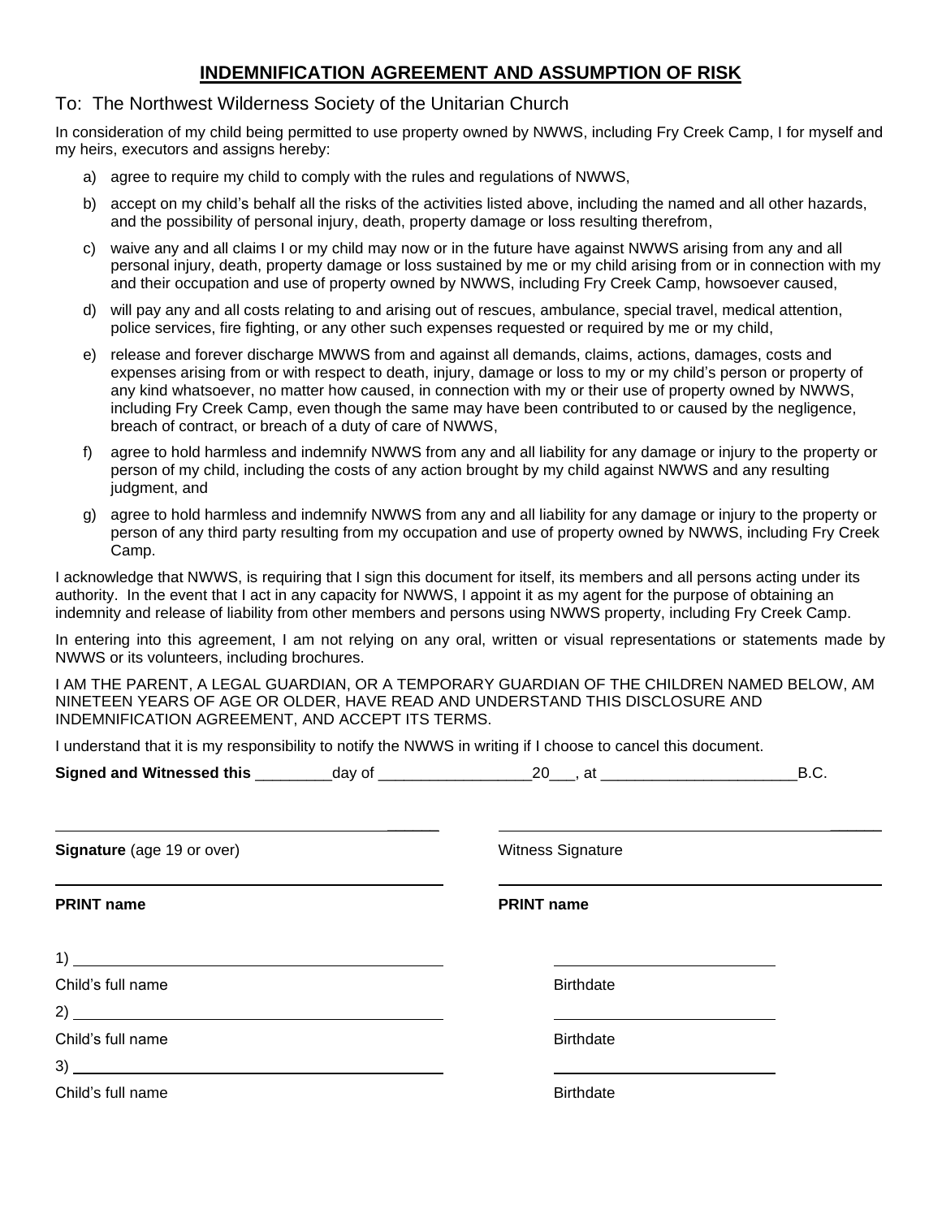## INDEMNIFICATION AGREEMENT AND ASSUMPTION OF RISK

To: The Northwest Wilderness Society of the Unitarian Church

In consideration of my child being permitted to use property owned by NWWS, including Fry Creek Camp, I for myself and my heirs, executors and assigns hereby:

a) agree to require my child to comply with the rules and regulations of NWWS,

b) accept on my child's behalf all the risks of the activities listed above, including the named and all other hazards, and the possibility of personal injury, death, property damage or loss resulting therefrom,

c) waive any and all claims I or my child may now or in the future have against NWWS arising from any and all personal injury, death, property damage or loss sustained by me or my child arising from or in connection with my and their occupation and use of property owned by NWWS, including Fry Creek Camp, howsoever caused,

d) will pay any and all costs relating to and arising out of rescues, ambulance, special travel, medical attention, police services, fire fighting, or any other such expenses requested or required by me or my child,

e) release and forever discharge MWWS from and against all demands, claims, actions, damages, costs and expenses arising from or with respect to death, injury, damage or loss to my or my child's person or property of any kind whatsoever, no matter how caused, in connection with my or their use of property owned by NWWS, including Fry Creek Camp, even though the same may have been contributed to or caused by the negligence, breach of contract, or breach of a duty of care of NWWS,

f) agree to hold harmless and indemnify NWWS from any and all liability for any damage or injury to the property or person of my child, including the costs of any action brought by my child against NWWS and any resulting judgment, and

g) agree to hold harmless and indemnify NWWS from any and all liability for any damage or injury to the property or person of any third party resulting from my occupation and use of property owned by NWWS, including Fry Creek Camp.

I acknowledge that NWWS, is requiring that I sign this document for itself, its members and all persons acting under its authority. In the event that I act in any capacity for NWWS, I appoint it as my agent for the purpose of obtaining an indemnity and release of liability from other members and persons using NWWS property, including Fry Creek Camp.

In entering into this agreement, I am not relying on any oral, written or visual representations or statements made by NWWS or its volunteers, including brochures.

I AM THE PARENT, A LEGAL GUARDIAN, OR A TEMPORARY GUARDIAN OF THE CHILDREN NAMED BELOW, AM NINETEEN YEARS OF AGE OR OLDER, HAVE READ AND UNDERSTAND THIS DISCLOSURE AND INDEMNIFICATION AGREEMENT, AND ACCEPT ITS TERMS.

I understand that it is my responsibility to notify the NWWS in writing if I choose to cancel this document.

**Signed and Witnessed this** _________day of __________________20___, at _______________________B.C.

| | |
|---|---|
| **Signature** (age 19 or over) | Witness Signature |
| **PRINT name** | **PRINT name** |
| 1) ______________________ | ______________ |
| Child's full name | Birthdate |
| 2) ______________________ | ______________ |
| Child's full name | Birthdate |
| 3) ______________________ | ______________ |
| Child's full name | Birthdate |